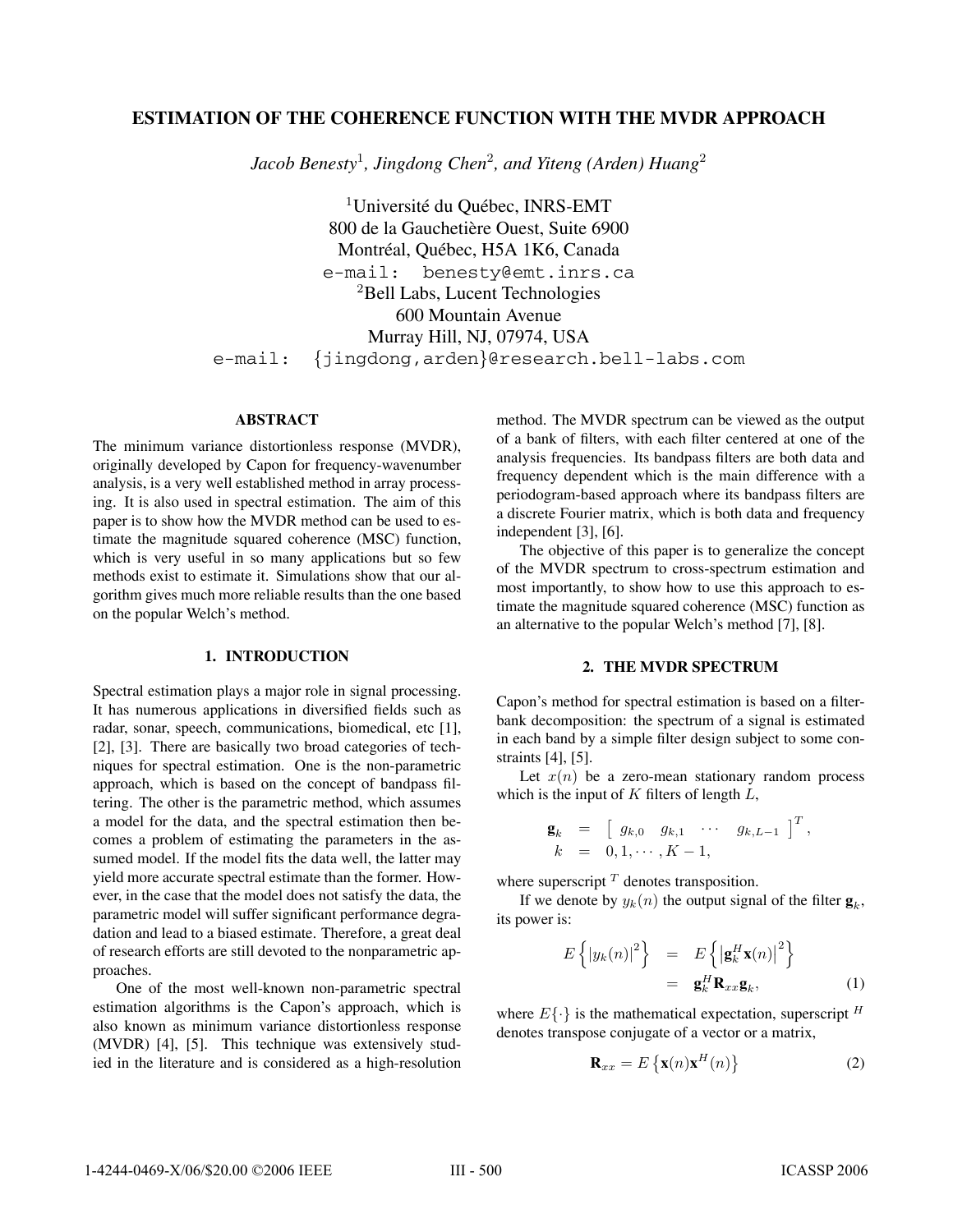# ESTIMATION OF THE COHERENCE FUNCTION WITH THE MVDR APPROACH

*Jacob Benesty*[1], *Jingdong Chen*[2], *and Yiteng (Arden) Huang*[2]

[1]Université du Québec, INRS-EMT
800 de la Gauchetière Ouest, Suite 6900
Montréal, Québec, H5A 1K6, Canada
e-mail: benesty@emt.inrs.ca

[2]Bell Labs, Lucent Technologies
600 Mountain Avenue
Murray Hill, NJ, 07974, USA
e-mail: {jingdong,arden}@research.bell-labs.com

## ABSTRACT

The minimum variance distortionless response (MVDR), originally developed by Capon for frequency-wavenumber analysis, is a very well established method in array processing. It is also used in spectral estimation. The aim of this paper is to show how the MVDR method can be used to estimate the magnitude squared coherence (MSC) function, which is very useful in so many applications but so few methods exist to estimate it. Simulations show that our algorithm gives much more reliable results than the one based on the popular Welch's method.

## 1. INTRODUCTION

Spectral estimation plays a major role in signal processing. It has numerous applications in diversified fields such as radar, sonar, speech, communications, biomedical, etc [1], [2], [3]. There are basically two broad categories of techniques for spectral estimation. One is the non-parametric approach, which is based on the concept of bandpass filtering. The other is the parametric method, which assumes a model for the data, and the spectral estimation then becomes a problem of estimating the parameters in the assumed model. If the model fits the data well, the latter may yield more accurate spectral estimate than the former. However, in the case that the model does not satisfy the data, the parametric model will suffer significant performance degradation and lead to a biased estimate. Therefore, a great deal of research efforts are still devoted to the nonparametric approaches.

One of the most well-known non-parametric spectral estimation algorithms is the Capon's approach, which is also known as minimum variance distortionless response (MVDR) [4], [5]. This technique was extensively studied in the literature and is considered as a high-resolution method. The MVDR spectrum can be viewed as the output of a bank of filters, with each filter centered at one of the analysis frequencies. Its bandpass filters are both data and frequency dependent which is the main difference with a periodogram-based approach where its bandpass filters are a discrete Fourier matrix, which is both data and frequency independent [3], [6].

The objective of this paper is to generalize the concept of the MVDR spectrum to cross-spectrum estimation and most importantly, to show how to use this approach to estimate the magnitude squared coherence (MSC) function as an alternative to the popular Welch's method [7], [8].

## 2. THE MVDR SPECTRUM

Capon's method for spectral estimation is based on a filter-bank decomposition: the spectrum of a signal is estimated in each band by a simple filter design subject to some constraints [4], [5].

Let $x(n)$ be a zero-mean stationary random process which is the input of $K$ filters of length $L$,

$$\begin{aligned} \mathbf{g}_k &= \begin{bmatrix} g_{k,0} & g_{k,1} & \cdots & g_{k,L-1} \end{bmatrix}^T, \\ k &= 0, 1, \cdots, K-1, \end{aligned}$$

where superscript $^T$ denotes transposition.

If we denote by $y_k(n)$ the output signal of the filter $\mathbf{g}_k$, its power is:

$$\begin{aligned} E\left\{ |y_k(n)|^2 \right\} &= E\left\{ \left| \mathbf{g}_k^H \mathbf{x}(n) \right|^2 \right\} \\ &= \mathbf{g}_k^H \mathbf{R}_{xx} \mathbf{g}_k, \end{aligned} \tag{1}$$

where $E\{\cdot\}$ is the mathematical expectation, superscript $^H$ denotes transpose conjugate of a vector or a matrix,

$$\mathbf{R}_{xx} = E\left\{ \mathbf{x}(n)\mathbf{x}^H(n) \right\} \tag{2}$$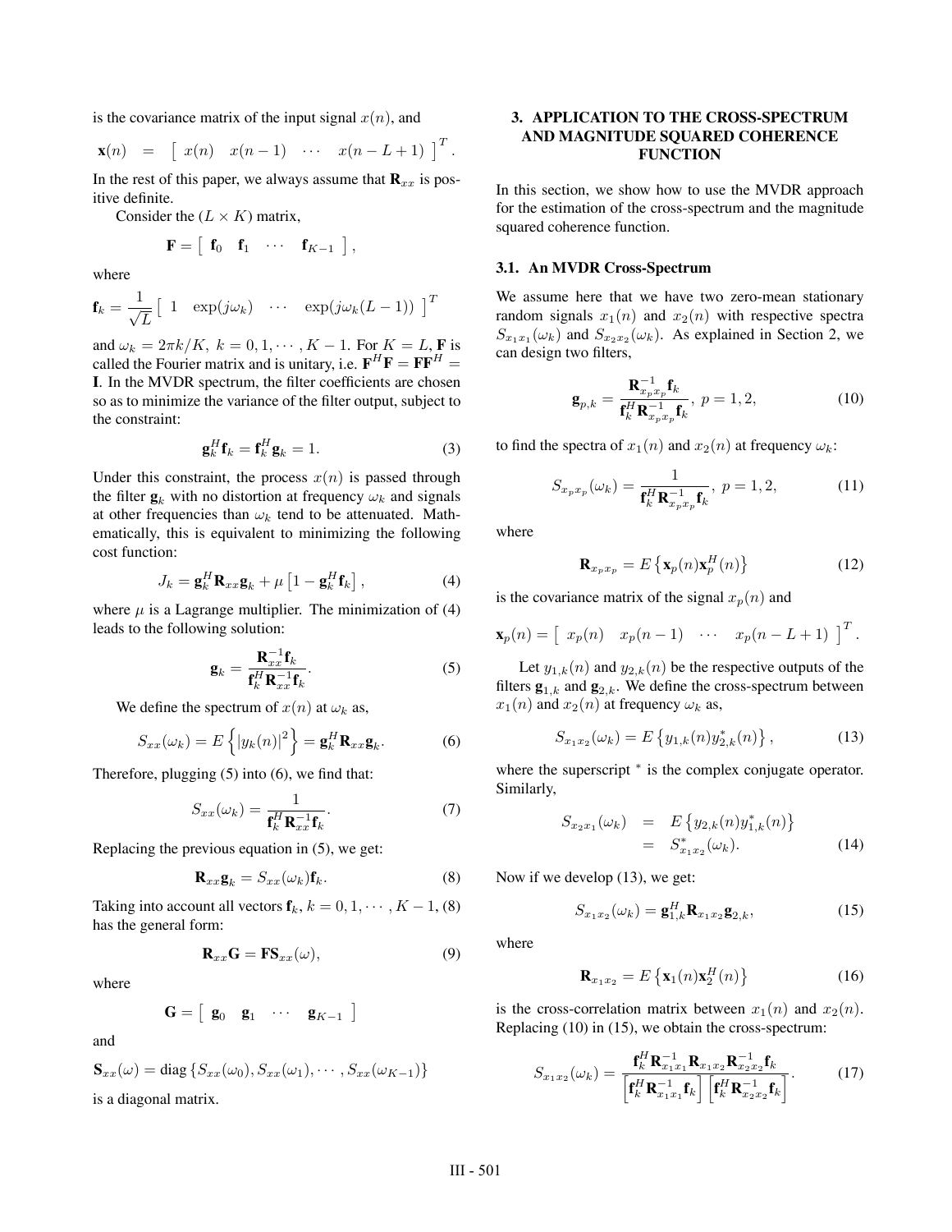is the covariance matrix of the input signal $x(n)$, and

$$\mathbf{x}(n) = \left[ \begin{array}{cccc} x(n) & x(n-1) & \cdots & x(n-L+1) \end{array} \right]^T .$$

In the rest of this paper, we always assume that $\mathbf{R}_{xx}$ is positive definite.

Consider the $(L \times K)$ matrix,

$$\mathbf{F} = \left[ \begin{array}{cccc} \mathbf{f}_0 & \mathbf{f}_1 & \cdots & \mathbf{f}_{K-1} \end{array} \right],$$

where

$$\mathbf{f}_k = \frac{1}{\sqrt{L}} \left[ \begin{array}{cccc} 1 & \exp(j\omega_k) & \cdots & \exp(j\omega_k(L-1)) \end{array} \right]^T$$

and $\omega_k = 2\pi k/K,\ k = 0, 1, \cdots, K-1$. For $K = L$, $\mathbf{F}$ is called the Fourier matrix and is unitary, i.e. $\mathbf{F}^H\mathbf{F} = \mathbf{F}\mathbf{F}^H = \mathbf{I}$. In the MVDR spectrum, the filter coefficients are chosen so as to minimize the variance of the filter output, subject to the constraint:

$$\mathbf{g}_k^H \mathbf{f}_k = \mathbf{f}_k^H \mathbf{g}_k = 1. \tag{3}$$

Under this constraint, the process $x(n)$ is passed through the filter $\mathbf{g}_k$ with no distortion at frequency $\omega_k$ and signals at other frequencies than $\omega_k$ tend to be attenuated. Mathematically, this is equivalent to minimizing the following cost function:

$$J_k = \mathbf{g}_k^H \mathbf{R}_{xx} \mathbf{g}_k + \mu \left[ 1 - \mathbf{g}_k^H \mathbf{f}_k \right], \tag{4}$$

where $\mu$ is a Lagrange multiplier. The minimization of (4) leads to the following solution:

$$\mathbf{g}_k = \frac{\mathbf{R}_{xx}^{-1} \mathbf{f}_k}{\mathbf{f}_k^H \mathbf{R}_{xx}^{-1} \mathbf{f}_k}. \tag{5}$$

We define the spectrum of $x(n)$ at $\omega_k$ as,

$$S_{xx}(\omega_k) = E\left\{ |y_k(n)|^2 \right\} = \mathbf{g}_k^H \mathbf{R}_{xx} \mathbf{g}_k. \tag{6}$$

Therefore, plugging (5) into (6), we find that:

$$S_{xx}(\omega_k) = \frac{1}{\mathbf{f}_k^H \mathbf{R}_{xx}^{-1} \mathbf{f}_k}. \tag{7}$$

Replacing the previous equation in (5), we get:

$$\mathbf{R}_{xx} \mathbf{g}_k = S_{xx}(\omega_k) \mathbf{f}_k. \tag{8}$$

Taking into account all vectors $\mathbf{f}_k,\ k = 0, 1, \cdots, K-1$, (8) has the general form:

$$\mathbf{R}_{xx} \mathbf{G} = \mathbf{F} \mathbf{S}_{xx}(\omega), \tag{9}$$

where

$$\mathbf{G} = \left[ \begin{array}{cccc} \mathbf{g}_0 & \mathbf{g}_1 & \cdots & \mathbf{g}_{K-1} \end{array} \right]$$

and

$$\mathbf{S}_{xx}(\omega) = \mathrm{diag}\left\{ S_{xx}(\omega_0), S_{xx}(\omega_1), \cdots, S_{xx}(\omega_{K-1}) \right\}$$

is a diagonal matrix.

## 3. APPLICATION TO THE CROSS-SPECTRUM AND MAGNITUDE SQUARED COHERENCE FUNCTION

In this section, we show how to use the MVDR approach for the estimation of the cross-spectrum and the magnitude squared coherence function.

### 3.1. An MVDR Cross-Spectrum

We assume here that we have two zero-mean stationary random signals $x_1(n)$ and $x_2(n)$ with respective spectra $S_{x_1x_1}(\omega_k)$ and $S_{x_2x_2}(\omega_k)$. As explained in Section 2, we can design two filters,

$$\mathbf{g}_{p,k} = \frac{\mathbf{R}_{x_px_p}^{-1} \mathbf{f}_k}{\mathbf{f}_k^H \mathbf{R}_{x_px_p}^{-1} \mathbf{f}_k},\ p = 1, 2, \tag{10}$$

to find the spectra of $x_1(n)$ and $x_2(n)$ at frequency $\omega_k$:

$$S_{x_px_p}(\omega_k) = \frac{1}{\mathbf{f}_k^H \mathbf{R}_{x_px_p}^{-1} \mathbf{f}_k},\ p = 1, 2, \tag{11}$$

where

$$\mathbf{R}_{x_px_p} = E\left\{ \mathbf{x}_p(n) \mathbf{x}_p^H(n) \right\} \tag{12}$$

is the covariance matrix of the signal $x_p(n)$ and

$$\mathbf{x}_p(n) = \left[ \begin{array}{cccc} x_p(n) & x_p(n-1) & \cdots & x_p(n-L+1) \end{array} \right]^T .$$

Let $y_{1,k}(n)$ and $y_{2,k}(n)$ be the respective outputs of the filters $\mathbf{g}_{1,k}$ and $\mathbf{g}_{2,k}$. We define the cross-spectrum between $x_1(n)$ and $x_2(n)$ at frequency $\omega_k$ as,

$$S_{x_1x_2}(\omega_k) = E\left\{ y_{1,k}(n) y_{2,k}^*(n) \right\}, \tag{13}$$

where the superscript $^*$ is the complex conjugate operator. Similarly,

$$\begin{aligned} S_{x_2x_1}(\omega_k) &= E\left\{ y_{2,k}(n) y_{1,k}^*(n) \right\} \\ &= S_{x_1x_2}^*(\omega_k). \end{aligned} \tag{14}$$

Now if we develop (13), we get:

$$S_{x_1x_2}(\omega_k) = \mathbf{g}_{1,k}^H \mathbf{R}_{x_1x_2} \mathbf{g}_{2,k}, \tag{15}$$

where

$$\mathbf{R}_{x_1x_2} = E\left\{ \mathbf{x}_1(n) \mathbf{x}_2^H(n) \right\} \tag{16}$$

is the cross-correlation matrix between $x_1(n)$ and $x_2(n)$. Replacing (10) in (15), we obtain the cross-spectrum:

$$S_{x_1x_2}(\omega_k) = \frac{\mathbf{f}_k^H \mathbf{R}_{x_1x_1}^{-1} \mathbf{R}_{x_1x_2} \mathbf{R}_{x_2x_2}^{-1} \mathbf{f}_k}{\left[ \mathbf{f}_k^H \mathbf{R}_{x_1x_1}^{-1} \mathbf{f}_k \right] \left[ \mathbf{f}_k^H \mathbf{R}_{x_2x_2}^{-1} \mathbf{f}_k \right]}. \tag{17}$$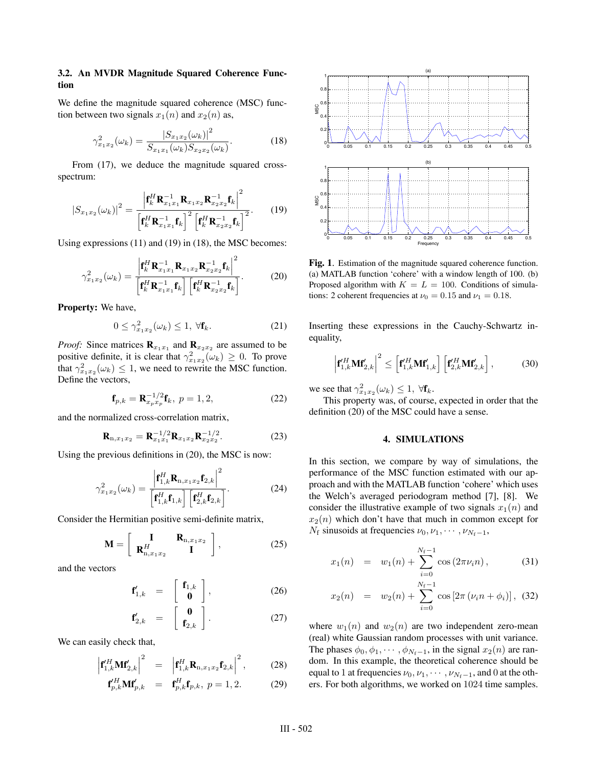### 3.2. An MVDR Magnitude Squared Coherence Function

We define the magnitude squared coherence (MSC) function between two signals $x_1(n)$ and $x_2(n)$ as,

$$\gamma^2_{x_1x_2}(\omega_k) = \frac{|S_{x_1x_2}(\omega_k)|^2}{S_{x_1x_1}(\omega_k)S_{x_2x_2}(\omega_k)}. \tag{18}$$

From (17), we deduce the magnitude squared cross-spectrum:

$$|S_{x_1x_2}(\omega_k)|^2 = \frac{\left|\mathbf{f}_k^H \mathbf{R}_{x_1x_1}^{-1}\mathbf{R}_{x_1x_2}\mathbf{R}_{x_2x_2}^{-1}\mathbf{f}_k\right|^2}{\left[\mathbf{f}_k^H \mathbf{R}_{x_1x_1}^{-1}\mathbf{f}_k\right]^2\left[\mathbf{f}_k^H \mathbf{R}_{x_2x_2}^{-1}\mathbf{f}_k\right]^2}. \tag{19}$$

Using expressions (11) and (19) in (18), the MSC becomes:

$$\gamma^2_{x_1x_2}(\omega_k) = \frac{\left|\mathbf{f}_k^H \mathbf{R}_{x_1x_1}^{-1}\mathbf{R}_{x_1x_2}\mathbf{R}_{x_2x_2}^{-1}\mathbf{f}_k\right|^2}{\left[\mathbf{f}_k^H \mathbf{R}_{x_1x_1}^{-1}\mathbf{f}_k\right]\left[\mathbf{f}_k^H \mathbf{R}_{x_2x_2}^{-1}\mathbf{f}_k\right]}. \tag{20}$$

**Property:** We have,

$$0 \le \gamma^2_{x_1x_2}(\omega_k) \le 1, \ \forall \mathbf{f}_k. \tag{21}$$

*Proof:* Since matrices $\mathbf{R}_{x_1x_1}$ and $\mathbf{R}_{x_2x_2}$ are assumed to be positive definite, it is clear that $\gamma^2_{x_1x_2}(\omega_k) \ge 0$. To prove that $\gamma^2_{x_1x_2}(\omega_k) \le 1$, we need to rewrite the MSC function. Define the vectors,

$$\mathbf{f}_{p,k} = \mathbf{R}_{x_px_p}^{-1/2}\mathbf{f}_k, \ p = 1, 2, \tag{22}$$

and the normalized cross-correlation matrix,

$$\mathbf{R}_{\mathrm{n},x_1x_2} = \mathbf{R}_{x_1x_1}^{-1/2}\mathbf{R}_{x_1x_2}\mathbf{R}_{x_2x_2}^{-1/2}. \tag{23}$$

Using the previous definitions in (20), the MSC is now:

$$\gamma^2_{x_1x_2}(\omega_k) = \frac{\left|\mathbf{f}_{1,k}^H \mathbf{R}_{\mathrm{n},x_1x_2}\mathbf{f}_{2,k}\right|^2}{\left[\mathbf{f}_{1,k}^H\mathbf{f}_{1,k}\right]\left[\mathbf{f}_{2,k}^H\mathbf{f}_{2,k}\right]}. \tag{24}$$

Consider the Hermitian positive semi-definite matrix,

$$\mathbf{M} = \begin{bmatrix} \mathbf{I} & \mathbf{R}_{\mathrm{n},x_1x_2} \\ \mathbf{R}_{\mathrm{n},x_1x_2}^H & \mathbf{I} \end{bmatrix}, \tag{25}$$

and the vectors

$$\mathbf{f}'_{1,k} = \begin{bmatrix} \mathbf{f}_{1,k} \\ \mathbf{0} \end{bmatrix}, \tag{26}$$

$$\mathbf{f}'_{2,k} = \begin{bmatrix} \mathbf{0} \\ \mathbf{f}_{2,k} \end{bmatrix}. \tag{27}$$

We can easily check that,

$$\left|\mathbf{f}'^H_{1,k}\mathbf{M}\mathbf{f}'_{2,k}\right|^2 = \left|\mathbf{f}^H_{1,k}\mathbf{R}_{\mathrm{n},x_1x_2}\mathbf{f}_{2,k}\right|^2, \tag{28}$$

$$\mathbf{f}'^H_{p,k}\mathbf{M}\mathbf{f}'_{p,k} = \mathbf{f}^H_{p,k}\mathbf{f}_{p,k}, \ p = 1, 2. \tag{29}$$

Fig. 1. Estimation of the magnitude squared coherence function. (a) MATLAB function 'cohere' with a window length of 100. (b) Proposed algorithm with $K = L = 100$. Conditions of simulations: 2 coherent frequencies at $\nu_0 = 0.15$ and $\nu_1 = 0.18$.

Inserting these expressions in the Cauchy-Schwartz inequality,

$$\left|\mathbf{f}'^H_{1,k}\mathbf{M}\mathbf{f}'_{2,k}\right|^2 \le \left[\mathbf{f}'^H_{1,k}\mathbf{M}\mathbf{f}'_{1,k}\right]\left[\mathbf{f}'^H_{2,k}\mathbf{M}\mathbf{f}'_{2,k}\right], \tag{30}$$

we see that $\gamma^2_{x_1x_2}(\omega_k) \le 1, \ \forall \mathbf{f}_k$.

This property was, of course, expected in order that the definition (20) of the MSC could have a sense.

## 4. SIMULATIONS

In this section, we compare by way of simulations, the performance of the MSC function estimated with our approach and with the MATLAB function 'cohere' which uses the Welch's averaged periodogram method [7], [8]. We consider the illustrative example of two signals $x_1(n)$ and $x_2(n)$ which don't have that much in common except for $N_\mathrm{f}$ sinusoids at frequencies $\nu_0, \nu_1, \cdots, \nu_{N_\mathrm{f}-1}$,

$$x_1(n) = w_1(n) + \sum_{i=0}^{N_\mathrm{f}-1} \cos(2\pi\nu_i n), \tag{31}$$

$$x_2(n) = w_2(n) + \sum_{i=0}^{N_\mathrm{f}-1} \cos\left[2\pi(\nu_i n + \phi_i)\right], \tag{32}$$

where $w_1(n)$ and $w_2(n)$ are two independent zero-mean (real) white Gaussian random processes with unit variance. The phases $\phi_0, \phi_1, \cdots, \phi_{N_\mathrm{f}-1}$, in the signal $x_2(n)$ are random. In this example, the theoretical coherence should be equal to 1 at frequencies $\nu_0, \nu_1, \cdots, \nu_{N_\mathrm{f}-1}$, and 0 at the others. For both algorithms, we worked on 1024 time samples.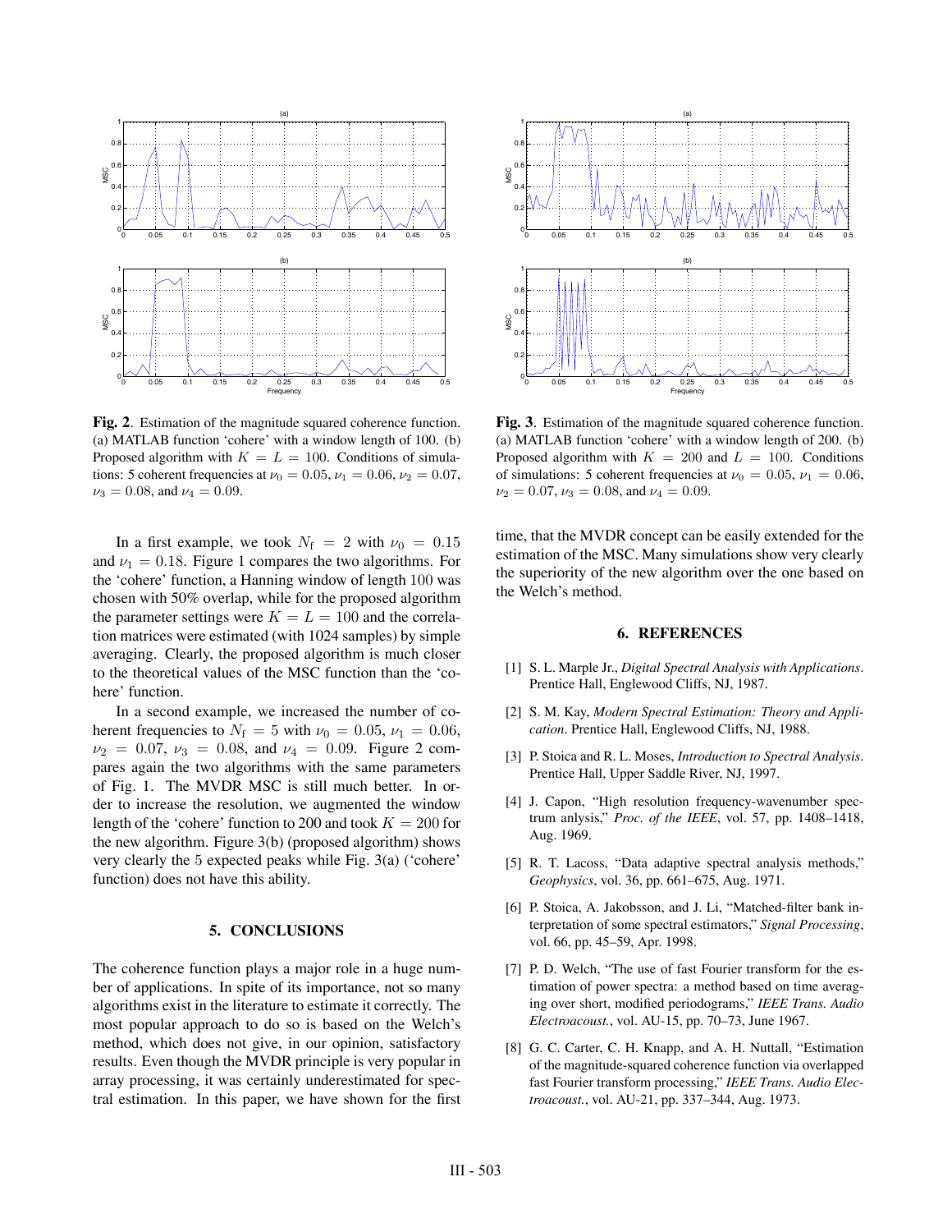(a)

MSC

0 0.05 0.1 0.15 0.2 0.25 0.3 0.35 0.4 0.45 0.5

(b)

MSC

Frequency

**Fig. 2**. Estimation of the magnitude squared coherence function. (a) MATLAB function 'cohere' with a window length of 100. (b) Proposed algorithm with $K = L = 100$. Conditions of simulations: 5 coherent frequencies at $\nu_0 = 0.05$, $\nu_1 = 0.06$, $\nu_2 = 0.07$, $\nu_3 = 0.08$, and $\nu_4 = 0.09$.

(a)

MSC

(b)

MSC

Frequency

**Fig. 3**. Estimation of the magnitude squared coherence function. (a) MATLAB function 'cohere' with a window length of 200. (b) Proposed algorithm with $K = 200$ and $L = 100$. Conditions of simulations: 5 coherent frequencies at $\nu_0 = 0.05$, $\nu_1 = 0.06$, $\nu_2 = 0.07$, $\nu_3 = 0.08$, and $\nu_4 = 0.09$.

In a first example, we took $N_\text{f} = 2$ with $\nu_0 = 0.15$ and $\nu_1 = 0.18$. Figure 1 compares the two algorithms. For the 'cohere' function, a Hanning window of length 100 was chosen with 50% overlap, while for the proposed algorithm the parameter settings were $K = L = 100$ and the correlation matrices were estimated (with 1024 samples) by simple averaging. Clearly, the proposed algorithm is much closer to the theoretical values of the MSC function than the 'cohere' function.

In a second example, we increased the number of coherent frequencies to $N_\text{f} = 5$ with $\nu_0 = 0.05$, $\nu_1 = 0.06$, $\nu_2 = 0.07$, $\nu_3 = 0.08$, and $\nu_4 = 0.09$. Figure 2 compares again the two algorithms with the same parameters of Fig. 1. The MVDR MSC is still much better. In order to increase the resolution, we augmented the window length of the 'cohere' function to 200 and took $K = 200$ for the new algorithm. Figure 3(b) (proposed algorithm) shows very clearly the 5 expected peaks while Fig. 3(a) ('cohere' function) does not have this ability.

## 5. CONCLUSIONS

The coherence function plays a major role in a huge number of applications. In spite of its importance, not so many algorithms exist in the literature to estimate it correctly. The most popular approach to do so is based on the Welch's method, which does not give, in our opinion, satisfactory results. Even though the MVDR principle is very popular in array processing, it was certainly underestimated for spectral estimation. In this paper, we have shown for the first time, that the MVDR concept can be easily extended for the estimation of the MSC. Many simulations show very clearly the superiority of the new algorithm over the one based on the Welch's method.

## 6. REFERENCES

[1] S. L. Marple Jr., *Digital Spectral Analysis with Applications*. Prentice Hall, Englewood Cliffs, NJ, 1987.

[2] S. M. Kay, *Modern Spectral Estimation: Theory and Application*. Prentice Hall, Englewood Cliffs, NJ, 1988.

[3] P. Stoica and R. L. Moses, *Introduction to Spectral Analysis*. Prentice Hall, Upper Saddle River, NJ, 1997.

[4] J. Capon, "High resolution frequency-wavenumber spectrum anlysis," *Proc. of the IEEE*, vol. 57, pp. 1408–1418, Aug. 1969.

[5] R. T. Lacoss, "Data adaptive spectral analysis methods," *Geophysics*, vol. 36, pp. 661–675, Aug. 1971.

[6] P. Stoica, A. Jakobsson, and J. Li, "Matched-filter bank interpretation of some spectral estimators," *Signal Processing*, vol. 66, pp. 45–59, Apr. 1998.

[7] P. D. Welch, "The use of fast Fourier transform for the estimation of power spectra: a method based on time averaging over short, modified periodograms," *IEEE Trans. Audio Electroacoust.*, vol. AU-15, pp. 70–73, June 1967.

[8] G. C. Carter, C. H. Knapp, and A. H. Nuttall, "Estimation of the magnitude-squared coherence function via overlapped fast Fourier transform processing," *IEEE Trans. Audio Electroacoust.*, vol. AU-21, pp. 337–344, Aug. 1973.